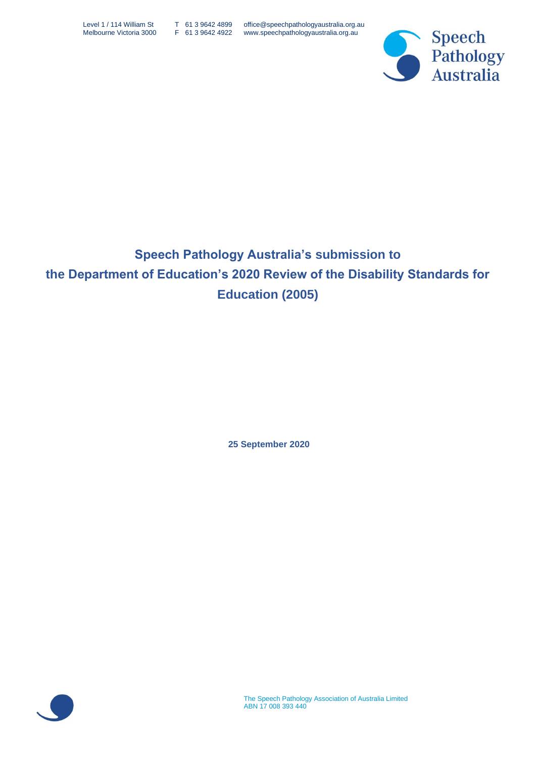Level 1 / 114 William St
Melbourne Victoria 3000

T 61 3 9642 4899
F 61 3 9642 4922

office@speechpathologyaustralia.org.au
www.speechpathologyaustralia.org.au

Speech Pathology Australia

# Speech Pathology Australia's submission to the Department of Education's 2020 Review of the Disability Standards for Education (2005)

**25 September 2020**

The Speech Pathology Association of Australia Limited
ABN 17 008 393 440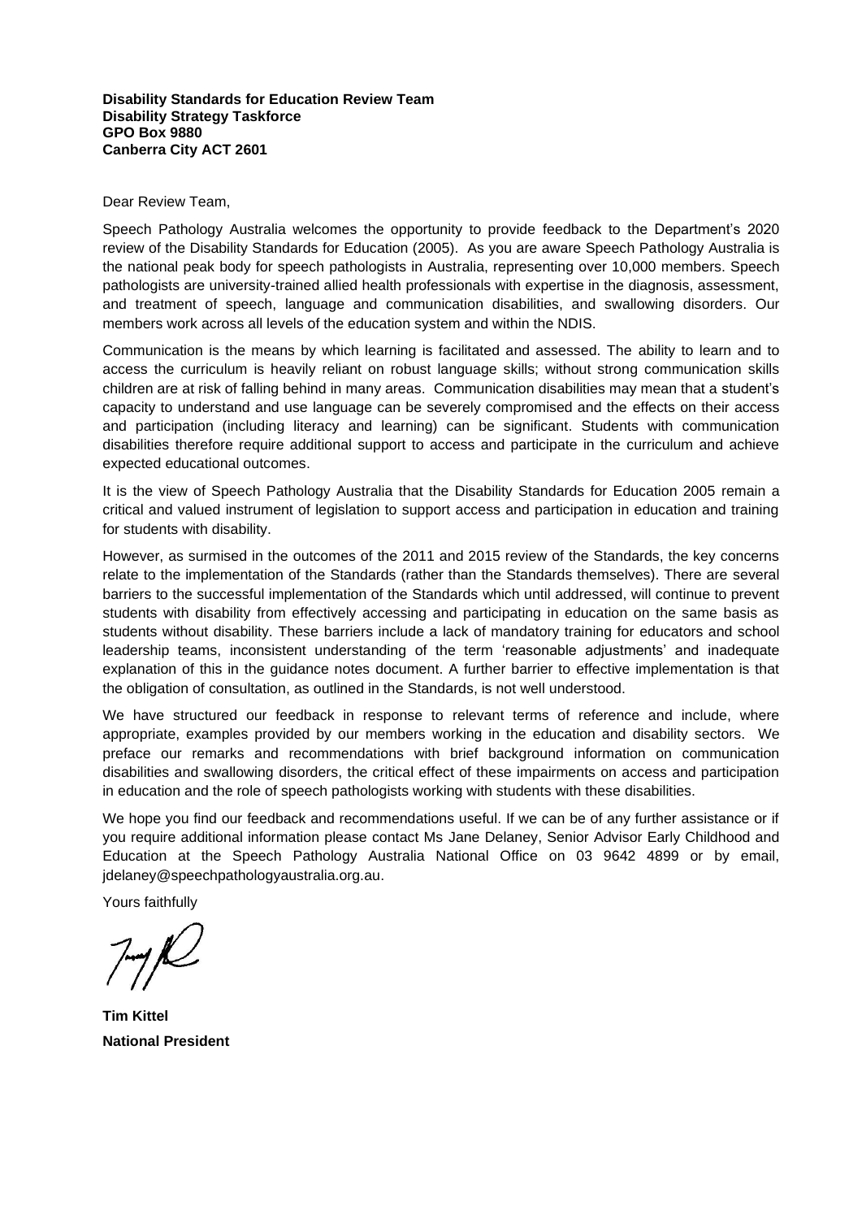**Disability Standards for Education Review Team**
**Disability Strategy Taskforce**
**GPO Box 9880**
**Canberra City ACT 2601**

Dear Review Team,

Speech Pathology Australia welcomes the opportunity to provide feedback to the Department's 2020 review of the Disability Standards for Education (2005). As you are aware Speech Pathology Australia is the national peak body for speech pathologists in Australia, representing over 10,000 members. Speech pathologists are university-trained allied health professionals with expertise in the diagnosis, assessment, and treatment of speech, language and communication disabilities, and swallowing disorders. Our members work across all levels of the education system and within the NDIS.

Communication is the means by which learning is facilitated and assessed. The ability to learn and to access the curriculum is heavily reliant on robust language skills; without strong communication skills children are at risk of falling behind in many areas. Communication disabilities may mean that a student's capacity to understand and use language can be severely compromised and the effects on their access and participation (including literacy and learning) can be significant. Students with communication disabilities therefore require additional support to access and participate in the curriculum and achieve expected educational outcomes.

It is the view of Speech Pathology Australia that the Disability Standards for Education 2005 remain a critical and valued instrument of legislation to support access and participation in education and training for students with disability.

However, as surmised in the outcomes of the 2011 and 2015 review of the Standards, the key concerns relate to the implementation of the Standards (rather than the Standards themselves). There are several barriers to the successful implementation of the Standards which until addressed, will continue to prevent students with disability from effectively accessing and participating in education on the same basis as students without disability. These barriers include a lack of mandatory training for educators and school leadership teams, inconsistent understanding of the term 'reasonable adjustments' and inadequate explanation of this in the guidance notes document. A further barrier to effective implementation is that the obligation of consultation, as outlined in the Standards, is not well understood.

We have structured our feedback in response to relevant terms of reference and include, where appropriate, examples provided by our members working in the education and disability sectors. We preface our remarks and recommendations with brief background information on communication disabilities and swallowing disorders, the critical effect of these impairments on access and participation in education and the role of speech pathologists working with students with these disabilities.

We hope you find our feedback and recommendations useful. If we can be of any further assistance or if you require additional information please contact Ms Jane Delaney, Senior Advisor Early Childhood and Education at the Speech Pathology Australia National Office on 03 9642 4899 or by email, jdelaney@speechpathologyaustralia.org.au.

Yours faithfully

**Tim Kittel**
**National President**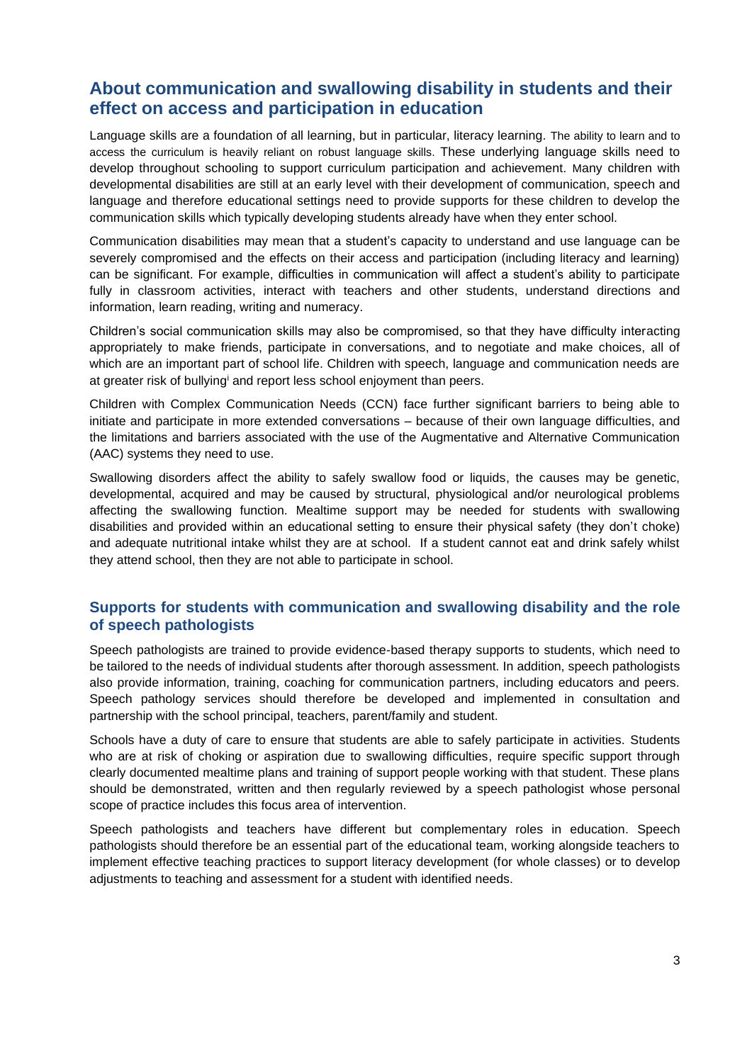## About communication and swallowing disability in students and their effect on access and participation in education

Language skills are a foundation of all learning, but in particular, literacy learning. The ability to learn and to access the curriculum is heavily reliant on robust language skills. These underlying language skills need to develop throughout schooling to support curriculum participation and achievement. Many children with developmental disabilities are still at an early level with their development of communication, speech and language and therefore educational settings need to provide supports for these children to develop the communication skills which typically developing students already have when they enter school.

Communication disabilities may mean that a student's capacity to understand and use language can be severely compromised and the effects on their access and participation (including literacy and learning) can be significant. For example, difficulties in communication will affect a student's ability to participate fully in classroom activities, interact with teachers and other students, understand directions and information, learn reading, writing and numeracy.

Children's social communication skills may also be compromised, so that they have difficulty interacting appropriately to make friends, participate in conversations, and to negotiate and make choices, all of which are an important part of school life. Children with speech, language and communication needs are at greater risk of bullying[i] and report less school enjoyment than peers.

Children with Complex Communication Needs (CCN) face further significant barriers to being able to initiate and participate in more extended conversations – because of their own language difficulties, and the limitations and barriers associated with the use of the Augmentative and Alternative Communication (AAC) systems they need to use.

Swallowing disorders affect the ability to safely swallow food or liquids, the causes may be genetic, developmental, acquired and may be caused by structural, physiological and/or neurological problems affecting the swallowing function. Mealtime support may be needed for students with swallowing disabilities and provided within an educational setting to ensure their physical safety (they don't choke) and adequate nutritional intake whilst they are at school. If a student cannot eat and drink safely whilst they attend school, then they are not able to participate in school.

### Supports for students with communication and swallowing disability and the role of speech pathologists

Speech pathologists are trained to provide evidence-based therapy supports to students, which need to be tailored to the needs of individual students after thorough assessment. In addition, speech pathologists also provide information, training, coaching for communication partners, including educators and peers. Speech pathology services should therefore be developed and implemented in consultation and partnership with the school principal, teachers, parent/family and student.

Schools have a duty of care to ensure that students are able to safely participate in activities. Students who are at risk of choking or aspiration due to swallowing difficulties, require specific support through clearly documented mealtime plans and training of support people working with that student. These plans should be demonstrated, written and then regularly reviewed by a speech pathologist whose personal scope of practice includes this focus area of intervention.

Speech pathologists and teachers have different but complementary roles in education. Speech pathologists should therefore be an essential part of the educational team, working alongside teachers to implement effective teaching practices to support literacy development (for whole classes) or to develop adjustments to teaching and assessment for a student with identified needs.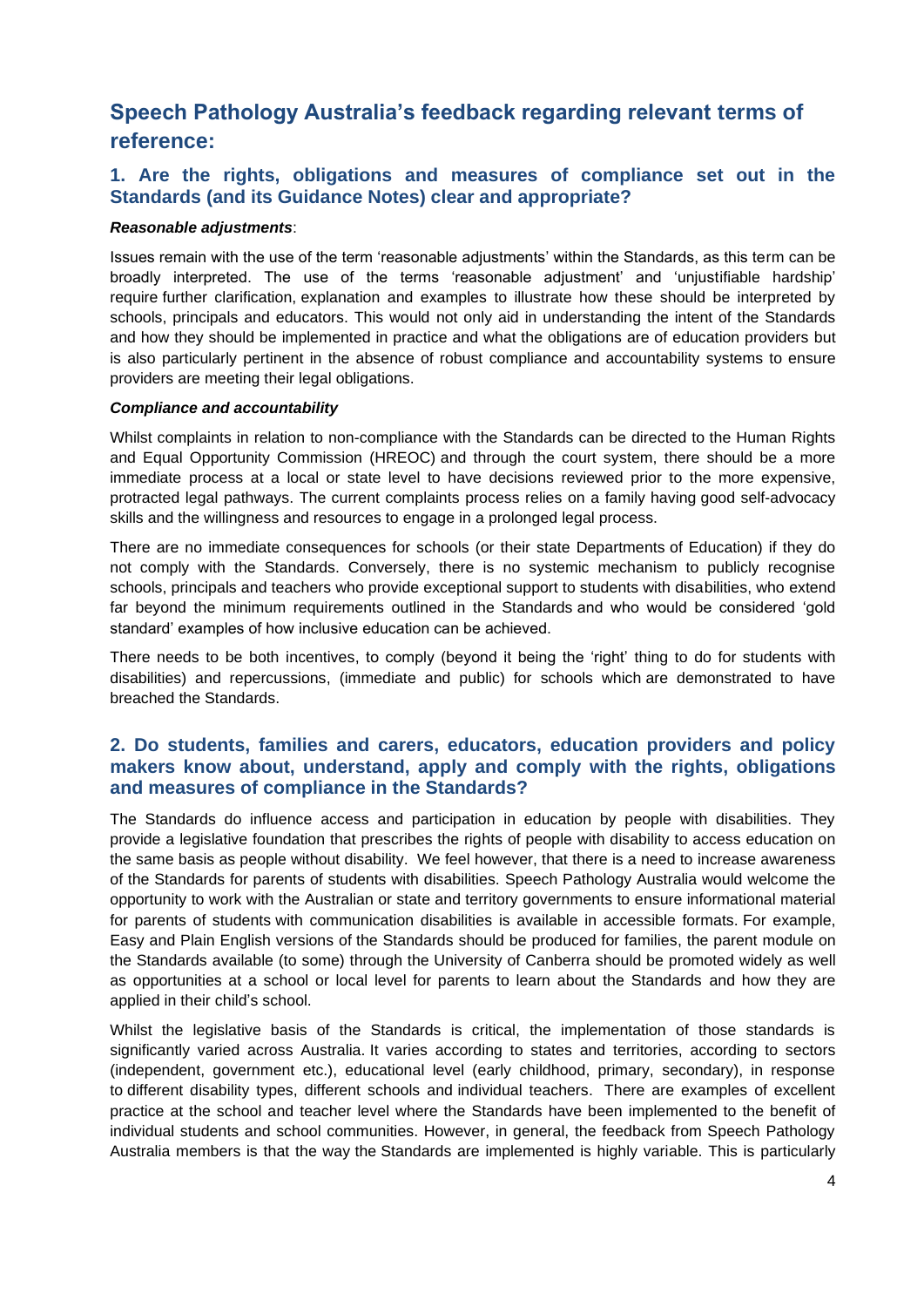## Speech Pathology Australia's feedback regarding relevant terms of reference:

### 1. Are the rights, obligations and measures of compliance set out in the Standards (and its Guidance Notes) clear and appropriate?

***Reasonable adjustments***:

Issues remain with the use of the term 'reasonable adjustments' within the Standards, as this term can be broadly interpreted. The use of the terms 'reasonable adjustment' and 'unjustifiable hardship' require further clarification, explanation and examples to illustrate how these should be interpreted by schools, principals and educators. This would not only aid in understanding the intent of the Standards and how they should be implemented in practice and what the obligations are of education providers but is also particularly pertinent in the absence of robust compliance and accountability systems to ensure providers are meeting their legal obligations.

***Compliance and accountability***

Whilst complaints in relation to non-compliance with the Standards can be directed to the Human Rights and Equal Opportunity Commission (HREOC) and through the court system, there should be a more immediate process at a local or state level to have decisions reviewed prior to the more expensive, protracted legal pathways. The current complaints process relies on a family having good self-advocacy skills and the willingness and resources to engage in a prolonged legal process.

There are no immediate consequences for schools (or their state Departments of Education) if they do not comply with the Standards. Conversely, there is no systemic mechanism to publicly recognise schools, principals and teachers who provide exceptional support to students with disabilities, who extend far beyond the minimum requirements outlined in the Standards and who would be considered 'gold standard' examples of how inclusive education can be achieved.

There needs to be both incentives, to comply (beyond it being the 'right' thing to do for students with disabilities) and repercussions, (immediate and public) for schools which are demonstrated to have breached the Standards.

### 2. Do students, families and carers, educators, education providers and policy makers know about, understand, apply and comply with the rights, obligations and measures of compliance in the Standards?

The Standards do influence access and participation in education by people with disabilities. They provide a legislative foundation that prescribes the rights of people with disability to access education on the same basis as people without disability. We feel however, that there is a need to increase awareness of the Standards for parents of students with disabilities. Speech Pathology Australia would welcome the opportunity to work with the Australian or state and territory governments to ensure informational material for parents of students with communication disabilities is available in accessible formats. For example, Easy and Plain English versions of the Standards should be produced for families, the parent module on the Standards available (to some) through the University of Canberra should be promoted widely as well as opportunities at a school or local level for parents to learn about the Standards and how they are applied in their child's school.

Whilst the legislative basis of the Standards is critical, the implementation of those standards is significantly varied across Australia. It varies according to states and territories, according to sectors (independent, government etc.), educational level (early childhood, primary, secondary), in response to different disability types, different schools and individual teachers. There are examples of excellent practice at the school and teacher level where the Standards have been implemented to the benefit of individual students and school communities. However, in general, the feedback from Speech Pathology Australia members is that the way the Standards are implemented is highly variable. This is particularly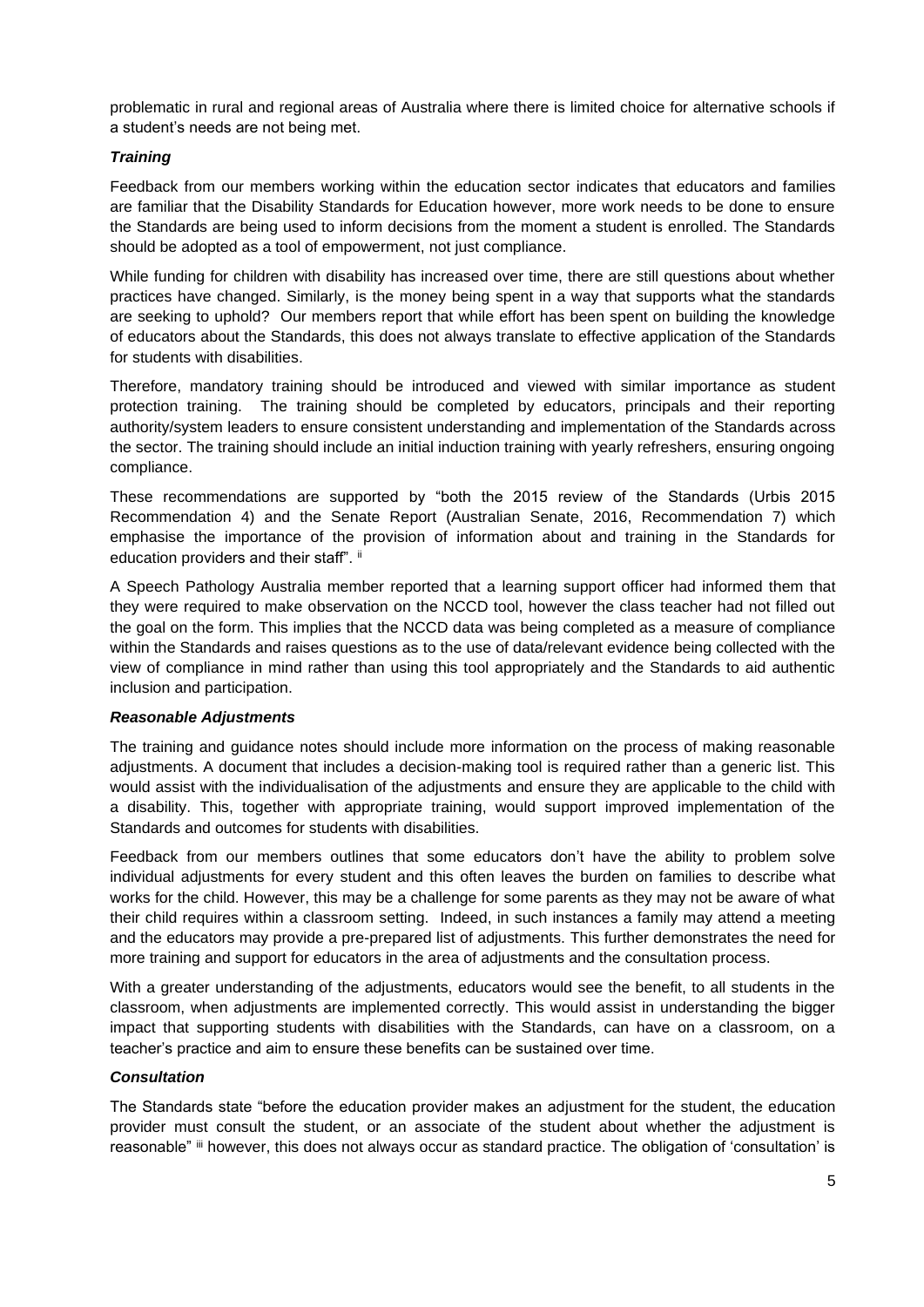problematic in rural and regional areas of Australia where there is limited choice for alternative schools if a student's needs are not being met.

### *Training*

Feedback from our members working within the education sector indicates that educators and families are familiar that the Disability Standards for Education however, more work needs to be done to ensure the Standards are being used to inform decisions from the moment a student is enrolled. The Standards should be adopted as a tool of empowerment, not just compliance.

While funding for children with disability has increased over time, there are still questions about whether practices have changed. Similarly, is the money being spent in a way that supports what the standards are seeking to uphold? Our members report that while effort has been spent on building the knowledge of educators about the Standards, this does not always translate to effective application of the Standards for students with disabilities.

Therefore, mandatory training should be introduced and viewed with similar importance as student protection training. The training should be completed by educators, principals and their reporting authority/system leaders to ensure consistent understanding and implementation of the Standards across the sector. The training should include an initial induction training with yearly refreshers, ensuring ongoing compliance.

These recommendations are supported by "both the 2015 review of the Standards (Urbis 2015 Recommendation 4) and the Senate Report (Australian Senate, 2016, Recommendation 7) which emphasise the importance of the provision of information about and training in the Standards for education providers and their staff". [ii]

A Speech Pathology Australia member reported that a learning support officer had informed them that they were required to make observation on the NCCD tool, however the class teacher had not filled out the goal on the form. This implies that the NCCD data was being completed as a measure of compliance within the Standards and raises questions as to the use of data/relevant evidence being collected with the view of compliance in mind rather than using this tool appropriately and the Standards to aid authentic inclusion and participation.

### *Reasonable Adjustments*

The training and guidance notes should include more information on the process of making reasonable adjustments. A document that includes a decision-making tool is required rather than a generic list. This would assist with the individualisation of the adjustments and ensure they are applicable to the child with a disability. This, together with appropriate training, would support improved implementation of the Standards and outcomes for students with disabilities.

Feedback from our members outlines that some educators don't have the ability to problem solve individual adjustments for every student and this often leaves the burden on families to describe what works for the child. However, this may be a challenge for some parents as they may not be aware of what their child requires within a classroom setting. Indeed, in such instances a family may attend a meeting and the educators may provide a pre-prepared list of adjustments. This further demonstrates the need for more training and support for educators in the area of adjustments and the consultation process.

With a greater understanding of the adjustments, educators would see the benefit, to all students in the classroom, when adjustments are implemented correctly. This would assist in understanding the bigger impact that supporting students with disabilities with the Standards, can have on a classroom, on a teacher's practice and aim to ensure these benefits can be sustained over time.

### *Consultation*

The Standards state "before the education provider makes an adjustment for the student, the education provider must consult the student, or an associate of the student about whether the adjustment is reasonable" [iii] however, this does not always occur as standard practice. The obligation of 'consultation' is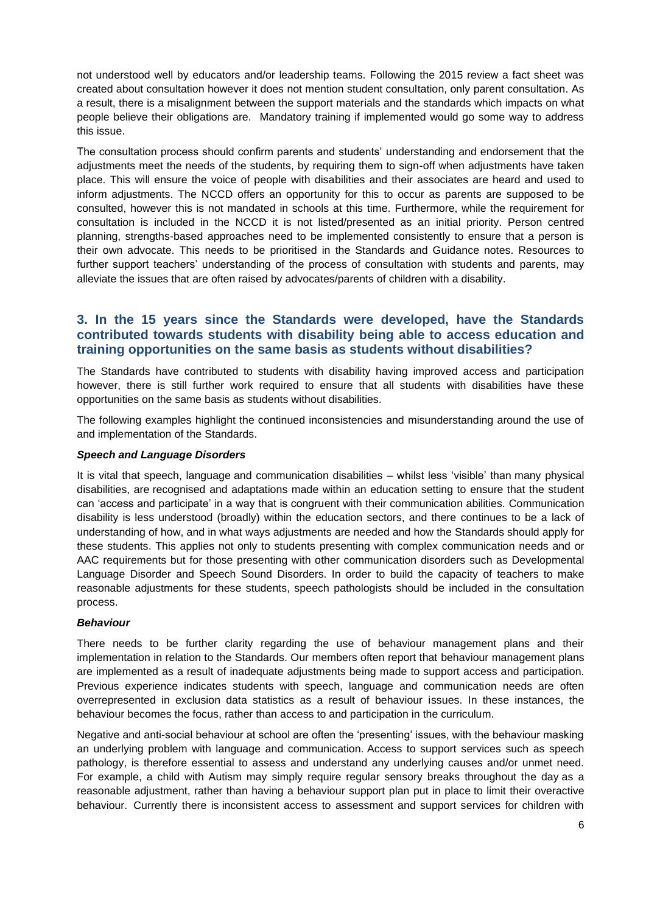not understood well by educators and/or leadership teams. Following the 2015 review a fact sheet was created about consultation however it does not mention student consultation, only parent consultation. As a result, there is a misalignment between the support materials and the standards which impacts on what people believe their obligations are. Mandatory training if implemented would go some way to address this issue.

The consultation process should confirm parents and students' understanding and endorsement that the adjustments meet the needs of the students, by requiring them to sign-off when adjustments have taken place. This will ensure the voice of people with disabilities and their associates are heard and used to inform adjustments. The NCCD offers an opportunity for this to occur as parents are supposed to be consulted, however this is not mandated in schools at this time. Furthermore, while the requirement for consultation is included in the NCCD it is not listed/presented as an initial priority. Person centred planning, strengths-based approaches need to be implemented consistently to ensure that a person is their own advocate. This needs to be prioritised in the Standards and Guidance notes. Resources to further support teachers' understanding of the process of consultation with students and parents, may alleviate the issues that are often raised by advocates/parents of children with a disability.

## 3. In the 15 years since the Standards were developed, have the Standards contributed towards students with disability being able to access education and training opportunities on the same basis as students without disabilities?

The Standards have contributed to students with disability having improved access and participation however, there is still further work required to ensure that all students with disabilities have these opportunities on the same basis as students without disabilities.

The following examples highlight the continued inconsistencies and misunderstanding around the use of and implementation of the Standards.

### *Speech and Language Disorders*

It is vital that speech, language and communication disabilities – whilst less 'visible' than many physical disabilities, are recognised and adaptations made within an education setting to ensure that the student can 'access and participate' in a way that is congruent with their communication abilities. Communication disability is less understood (broadly) within the education sectors, and there continues to be a lack of understanding of how, and in what ways adjustments are needed and how the Standards should apply for these students. This applies not only to students presenting with complex communication needs and or AAC requirements but for those presenting with other communication disorders such as Developmental Language Disorder and Speech Sound Disorders. In order to build the capacity of teachers to make reasonable adjustments for these students, speech pathologists should be included in the consultation process.

### *Behaviour*

There needs to be further clarity regarding the use of behaviour management plans and their implementation in relation to the Standards. Our members often report that behaviour management plans are implemented as a result of inadequate adjustments being made to support access and participation. Previous experience indicates students with speech, language and communication needs are often overrepresented in exclusion data statistics as a result of behaviour issues. In these instances, the behaviour becomes the focus, rather than access to and participation in the curriculum.

Negative and anti-social behaviour at school are often the 'presenting' issues, with the behaviour masking an underlying problem with language and communication. Access to support services such as speech pathology, is therefore essential to assess and understand any underlying causes and/or unmet need. For example, a child with Autism may simply require regular sensory breaks throughout the day as a reasonable adjustment, rather than having a behaviour support plan put in place to limit their overactive behaviour. Currently there is inconsistent access to assessment and support services for children with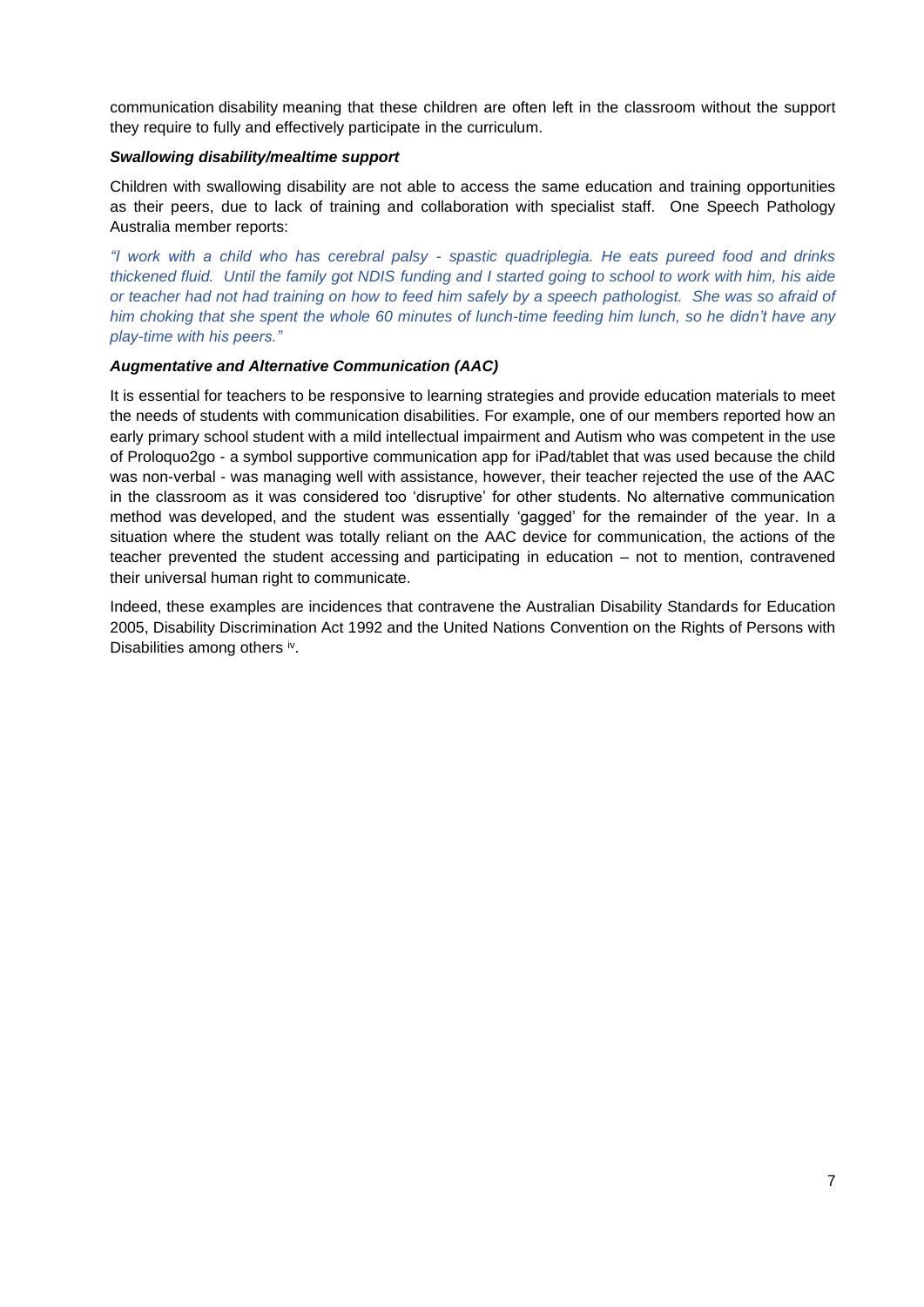communication disability meaning that these children are often left in the classroom without the support they require to fully and effectively participate in the curriculum.

***Swallowing disability/mealtime support***

Children with swallowing disability are not able to access the same education and training opportunities as their peers, due to lack of training and collaboration with specialist staff. One Speech Pathology Australia member reports:

*"I work with a child who has cerebral palsy - spastic quadriplegia. He eats pureed food and drinks thickened fluid. Until the family got NDIS funding and I started going to school to work with him, his aide or teacher had not had training on how to feed him safely by a speech pathologist. She was so afraid of him choking that she spent the whole 60 minutes of lunch-time feeding him lunch, so he didn't have any play-time with his peers."*

***Augmentative and Alternative Communication (AAC)***

It is essential for teachers to be responsive to learning strategies and provide education materials to meet the needs of students with communication disabilities. For example, one of our members reported how an early primary school student with a mild intellectual impairment and Autism who was competent in the use of Proloquo2go - a symbol supportive communication app for iPad/tablet that was used because the child was non-verbal - was managing well with assistance, however, their teacher rejected the use of the AAC in the classroom as it was considered too 'disruptive' for other students. No alternative communication method was developed, and the student was essentially 'gagged' for the remainder of the year. In a situation where the student was totally reliant on the AAC device for communication, the actions of the teacher prevented the student accessing and participating in education – not to mention, contravened their universal human right to communicate.

Indeed, these examples are incidences that contravene the Australian Disability Standards for Education 2005, Disability Discrimination Act 1992 and the United Nations Convention on the Rights of Persons with Disabilities among others [iv].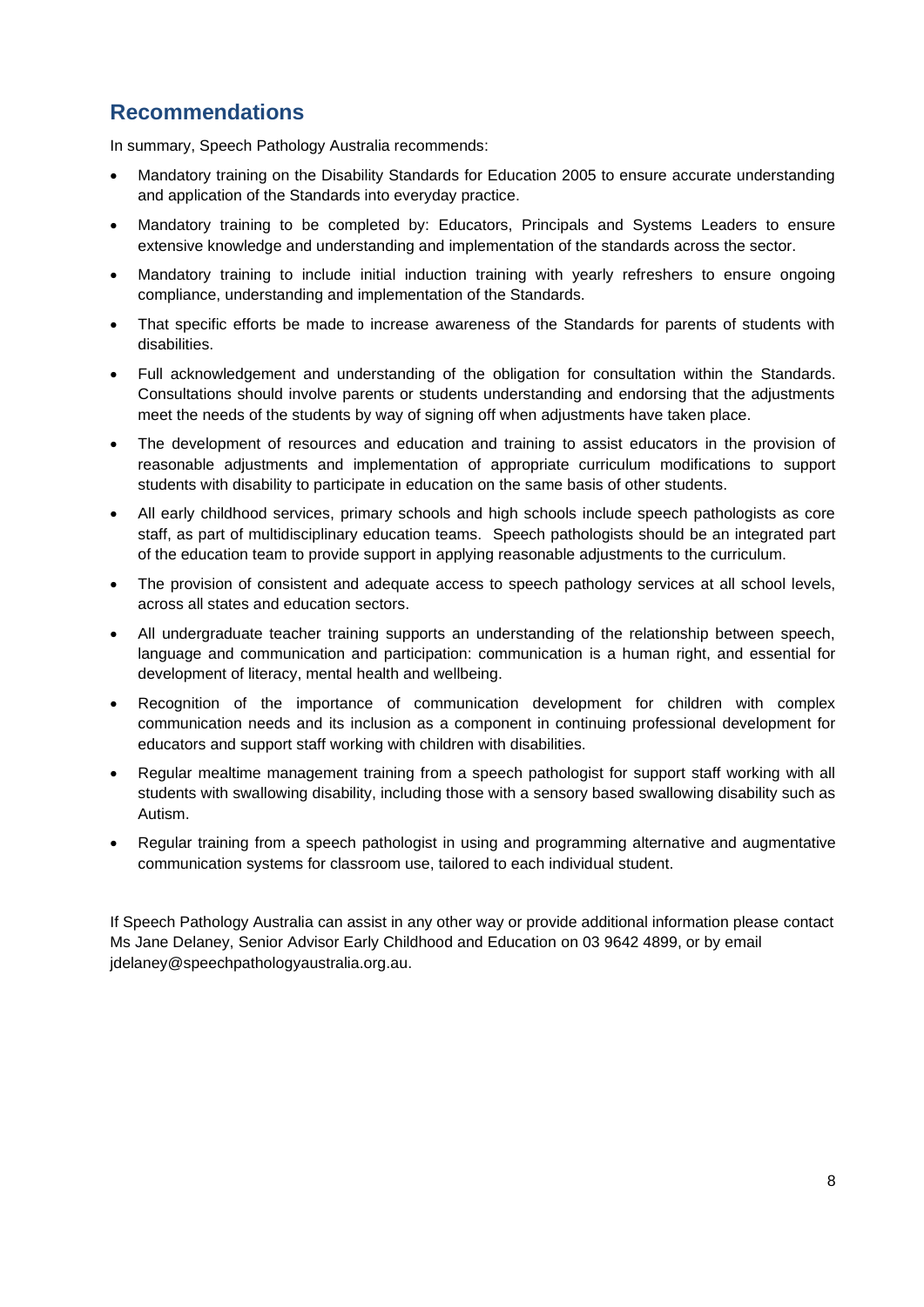## Recommendations

In summary, Speech Pathology Australia recommends:

- Mandatory training on the Disability Standards for Education 2005 to ensure accurate understanding and application of the Standards into everyday practice.
- Mandatory training to be completed by: Educators, Principals and Systems Leaders to ensure extensive knowledge and understanding and implementation of the standards across the sector.
- Mandatory training to include initial induction training with yearly refreshers to ensure ongoing compliance, understanding and implementation of the Standards.
- That specific efforts be made to increase awareness of the Standards for parents of students with disabilities.
- Full acknowledgement and understanding of the obligation for consultation within the Standards. Consultations should involve parents or students understanding and endorsing that the adjustments meet the needs of the students by way of signing off when adjustments have taken place.
- The development of resources and education and training to assist educators in the provision of reasonable adjustments and implementation of appropriate curriculum modifications to support students with disability to participate in education on the same basis of other students.
- All early childhood services, primary schools and high schools include speech pathologists as core staff, as part of multidisciplinary education teams. Speech pathologists should be an integrated part of the education team to provide support in applying reasonable adjustments to the curriculum.
- The provision of consistent and adequate access to speech pathology services at all school levels, across all states and education sectors.
- All undergraduate teacher training supports an understanding of the relationship between speech, language and communication and participation: communication is a human right, and essential for development of literacy, mental health and wellbeing.
- Recognition of the importance of communication development for children with complex communication needs and its inclusion as a component in continuing professional development for educators and support staff working with children with disabilities.
- Regular mealtime management training from a speech pathologist for support staff working with all students with swallowing disability, including those with a sensory based swallowing disability such as Autism.
- Regular training from a speech pathologist in using and programming alternative and augmentative communication systems for classroom use, tailored to each individual student.

If Speech Pathology Australia can assist in any other way or provide additional information please contact Ms Jane Delaney, Senior Advisor Early Childhood and Education on 03 9642 4899, or by email jdelaney@speechpathologyaustralia.org.au.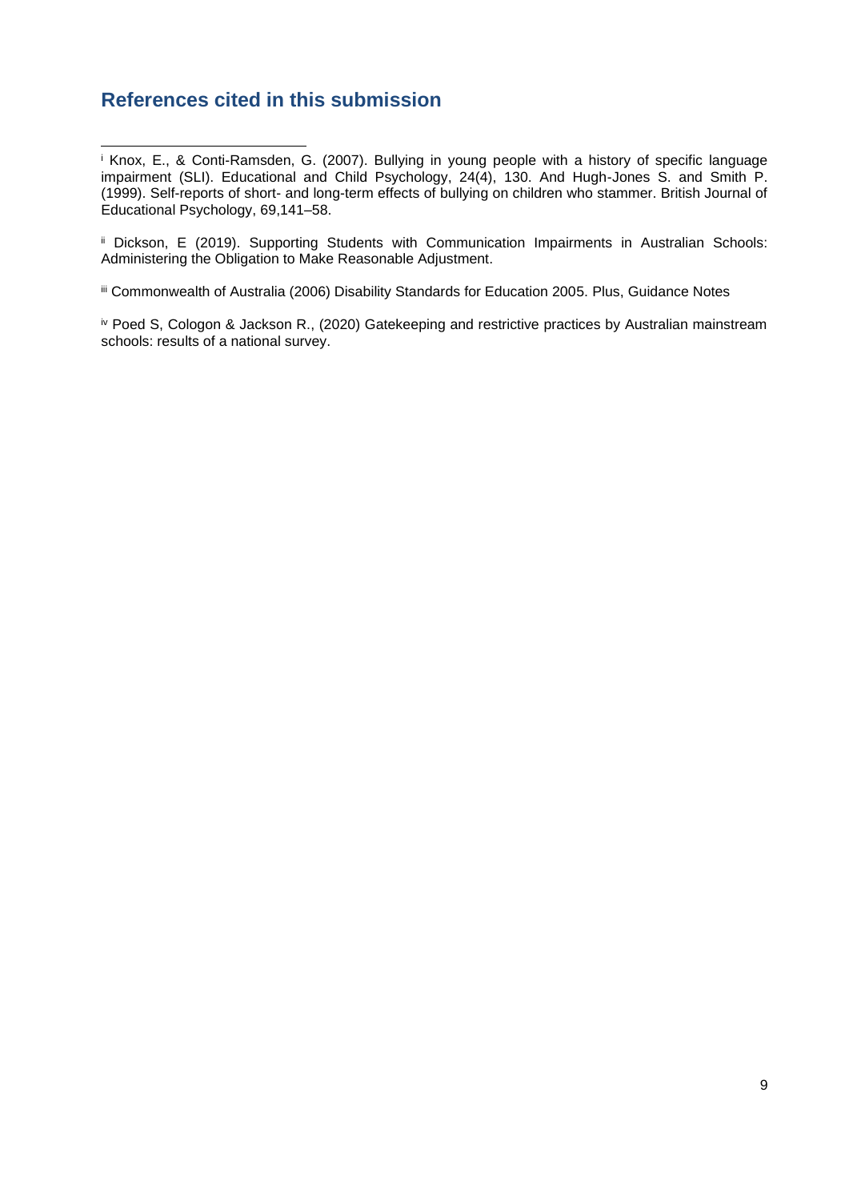## References cited in this submission

[i] Knox, E., & Conti-Ramsden, G. (2007). Bullying in young people with a history of specific language impairment (SLI). Educational and Child Psychology, 24(4), 130. And Hugh-Jones S. and Smith P. (1999). Self-reports of short- and long-term effects of bullying on children who stammer. British Journal of Educational Psychology, 69,141–58.

[ii] Dickson, E (2019). Supporting Students with Communication Impairments in Australian Schools: Administering the Obligation to Make Reasonable Adjustment.

[iii] Commonwealth of Australia (2006) Disability Standards for Education 2005. Plus, Guidance Notes

[iv] Poed S, Cologon & Jackson R., (2020) Gatekeeping and restrictive practices by Australian mainstream schools: results of a national survey.